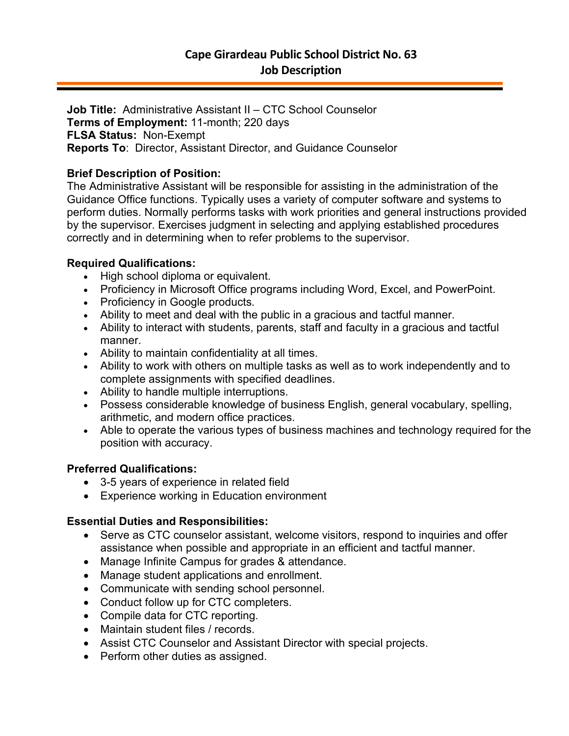# Cape Girardeau Public School District No. 63
## Job Description

---

**Job Title:** Administrative Assistant II – CTC School Counselor
**Terms of Employment:** 11-month; 220 days
**FLSA Status:** Non-Exempt
**Reports To**: Director, Assistant Director, and Guidance Counselor

**Brief Description of Position:**
The Administrative Assistant will be responsible for assisting in the administration of the Guidance Office functions. Typically uses a variety of computer software and systems to perform duties. Normally performs tasks with work priorities and general instructions provided by the supervisor. Exercises judgment in selecting and applying established procedures correctly and in determining when to refer problems to the supervisor.

**Required Qualifications:**
- High school diploma or equivalent.
- Proficiency in Microsoft Office programs including Word, Excel, and PowerPoint.
- Proficiency in Google products.
- Ability to meet and deal with the public in a gracious and tactful manner.
- Ability to interact with students, parents, staff and faculty in a gracious and tactful manner.
- Ability to maintain confidentiality at all times.
- Ability to work with others on multiple tasks as well as to work independently and to complete assignments with specified deadlines.
- Ability to handle multiple interruptions.
- Possess considerable knowledge of business English, general vocabulary, spelling, arithmetic, and modern office practices.
- Able to operate the various types of business machines and technology required for the position with accuracy.

**Preferred Qualifications:**
- 3-5 years of experience in related field
- Experience working in Education environment

**Essential Duties and Responsibilities:**
- Serve as CTC counselor assistant, welcome visitors, respond to inquiries and offer assistance when possible and appropriate in an efficient and tactful manner.
- Manage Infinite Campus for grades & attendance.
- Manage student applications and enrollment.
- Communicate with sending school personnel.
- Conduct follow up for CTC completers.
- Compile data for CTC reporting.
- Maintain student files / records.
- Assist CTC Counselor and Assistant Director with special projects.
- Perform other duties as assigned.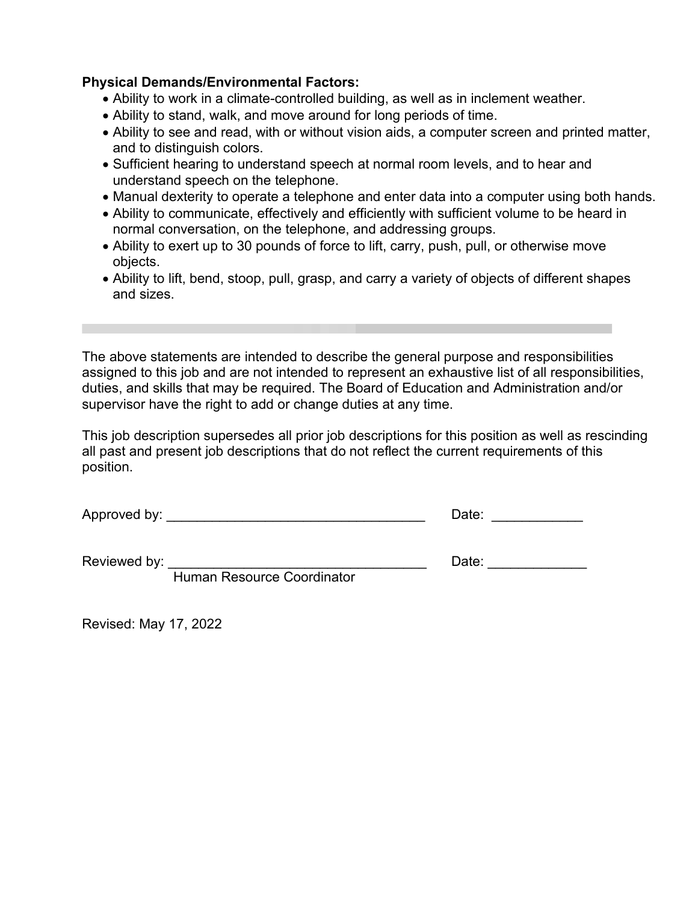**Physical Demands/Environmental Factors:**

- Ability to work in a climate-controlled building, as well as in inclement weather.
- Ability to stand, walk, and move around for long periods of time.
- Ability to see and read, with or without vision aids, a computer screen and printed matter, and to distinguish colors.
- Sufficient hearing to understand speech at normal room levels, and to hear and understand speech on the telephone.
- Manual dexterity to operate a telephone and enter data into a computer using both hands.
- Ability to communicate, effectively and efficiently with sufficient volume to be heard in normal conversation, on the telephone, and addressing groups.
- Ability to exert up to 30 pounds of force to lift, carry, push, pull, or otherwise move objects.
- Ability to lift, bend, stoop, pull, grasp, and carry a variety of objects of different shapes and sizes.

---

The above statements are intended to describe the general purpose and responsibilities assigned to this job and are not intended to represent an exhaustive list of all responsibilities, duties, and skills that may be required. The Board of Education and Administration and/or supervisor have the right to add or change duties at any time.

This job description supersedes all prior job descriptions for this position as well as rescinding all past and present job descriptions that do not reflect the current requirements of this position.

Approved by: __________________________________ Date: ____________

Reviewed by: __________________________________ Date: _____________
Human Resource Coordinator

Revised: May 17, 2022